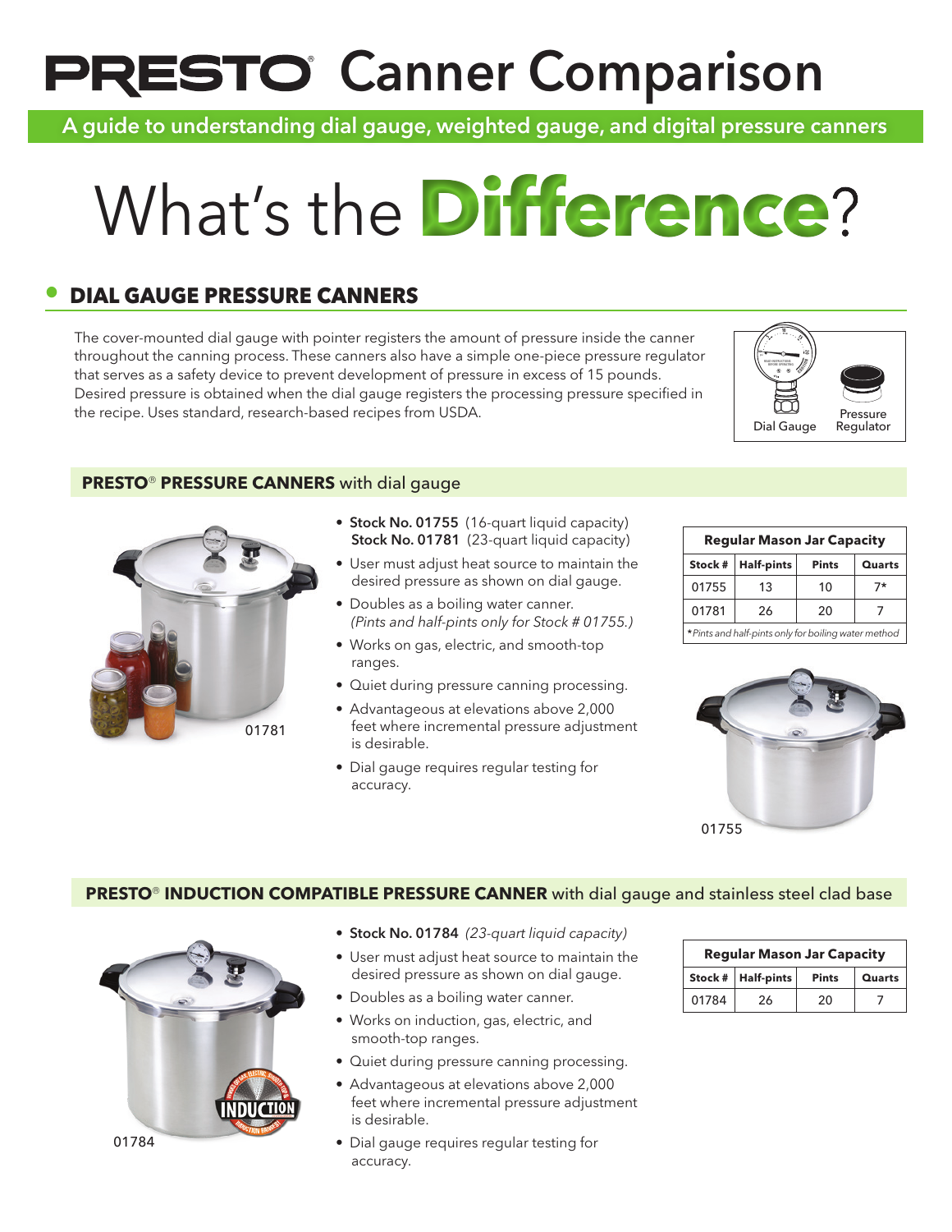# PRESTO® Canner Comparison

**A guide to understanding dial gauge, weighted gauge, and digital pressure canners**

# What's the Difference?

## DIAL GAUGE PRESSURE CANNERS

The cover-mounted dial gauge with pointer registers the amount of pressure inside the canner throughout the canning process. These canners also have a simple one-piece pressure regulator that serves as a safety device to prevent development of pressure in excess of 15 pounds. Desired pressure is obtained when the dial gauge registers the processing pressure specified in the recipe. Uses standard, research-based recipes from USDA.

Dial Gauge

Pressure Regulator

### PRESTO® PRESSURE CANNERS with dial gauge

01781

- **Stock No. 01755** (16-quart liquid capacity)
  **Stock No. 01781** (23-quart liquid capacity)
- User must adjust heat source to maintain the desired pressure as shown on dial gauge.
- Doubles as a boiling water canner. *(Pints and half-pints only for Stock # 01755.)*
- Works on gas, electric, and smooth-top ranges.
- Quiet during pressure canning processing.
- Advantageous at elevations above 2,000 feet where incremental pressure adjustment is desirable.
- Dial gauge requires regular testing for accuracy.

| Regular Mason Jar Capacity | | | |
|---|---|---|---|
| Stock # | Half-pints | Pints | Quarts |
| 01755 | 13 | 10 | 7* |
| 01781 | 26 | 20 | 7 |

*\*Pints and half-pints only for boiling water method*

01755

### PRESTO® INDUCTION COMPATIBLE PRESSURE CANNER with dial gauge and stainless steel clad base

01784

- **Stock No. 01784** *(23-quart liquid capacity)*
- User must adjust heat source to maintain the desired pressure as shown on dial gauge.
- Doubles as a boiling water canner.
- Works on induction, gas, electric, and smooth-top ranges.
- Quiet during pressure canning processing.
- Advantageous at elevations above 2,000 feet where incremental pressure adjustment is desirable.
- Dial gauge requires regular testing for accuracy.

| Regular Mason Jar Capacity | | | |
|---|---|---|---|
| Stock # | Half-pints | Pints | Quarts |
| 01784 | 26 | 20 | 7 |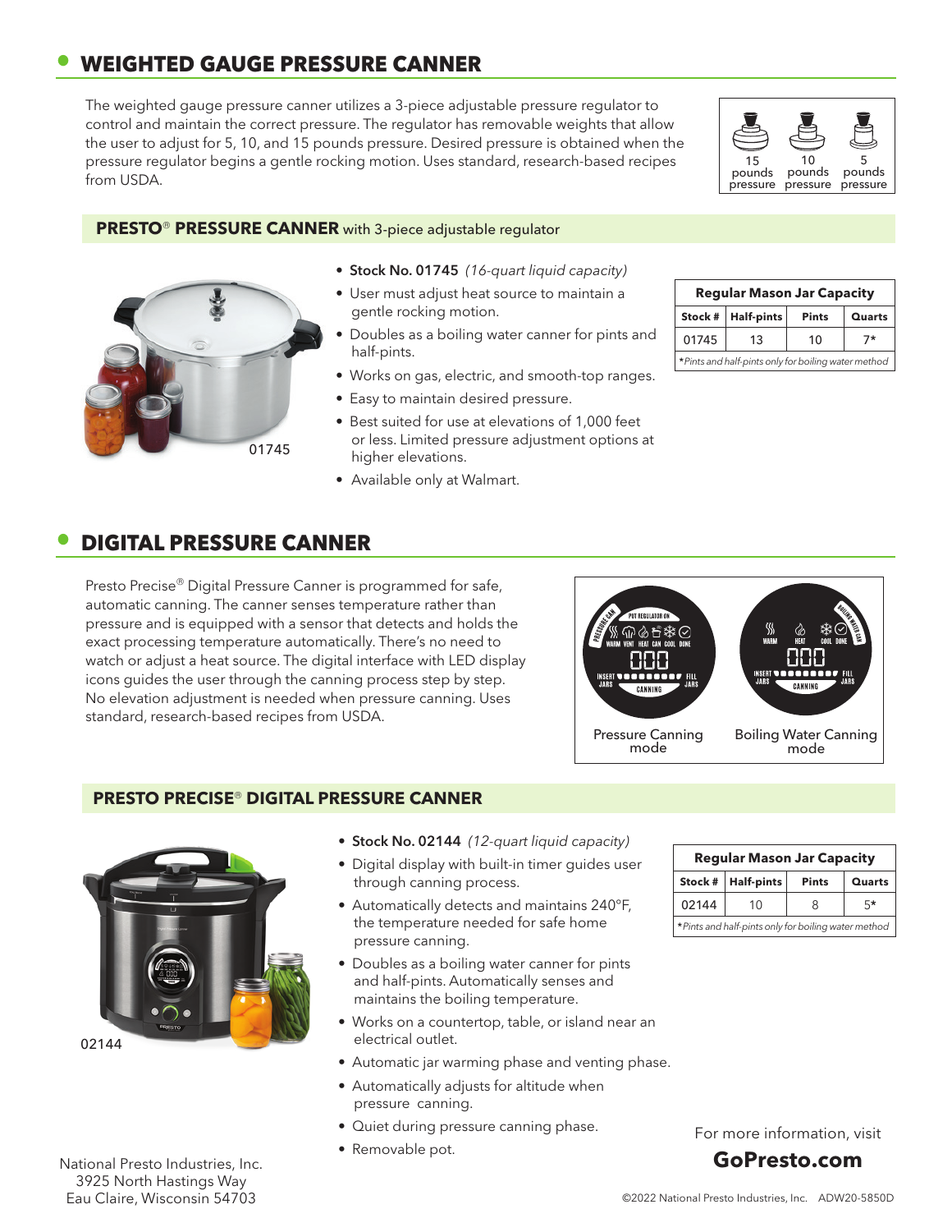## WEIGHTED GAUGE PRESSURE CANNER

The weighted gauge pressure canner utilizes a 3-piece adjustable pressure regulator to control and maintain the correct pressure. The regulator has removable weights that allow the user to adjust for 5, 10, and 15 pounds pressure. Desired pressure is obtained when the pressure regulator begins a gentle rocking motion. Uses standard, research-based recipes from USDA.

15 pounds pressure
10 pounds pressure
5 pounds pressure

### PRESTO® PRESSURE CANNER with 3-piece adjustable regulator

01745

- **Stock No. 01745** *(16-quart liquid capacity)*
- User must adjust heat source to maintain a gentle rocking motion.
- Doubles as a boiling water canner for pints and half-pints.
- Works on gas, electric, and smooth-top ranges.
- Easy to maintain desired pressure.
- Best suited for use at elevations of 1,000 feet or less. Limited pressure adjustment options at higher elevations.
- Available only at Walmart.

**Regular Mason Jar Capacity**

| Stock # | Half-pints | Pints | Quarts |
|---|---|---|---|
| 01745 | 13 | 10 | 7* |

*Pints and half-pints only for boiling water method*

## DIGITAL PRESSURE CANNER

Presto Precise® Digital Pressure Canner is programmed for safe, automatic canning. The canner senses temperature rather than pressure and is equipped with a sensor that detects and holds the exact processing temperature automatically. There's no need to watch or adjust a heat source. The digital interface with LED display icons guides the user through the canning process step by step. No elevation adjustment is needed when pressure canning. Uses standard, research-based recipes from USDA.

Pressure Canning mode

Boiling Water Canning mode

### PRESTO PRECISE® DIGITAL PRESSURE CANNER

02144

- **Stock No. 02144** *(12-quart liquid capacity)*
- Digital display with built-in timer guides user through canning process.
- Automatically detects and maintains 240°F, the temperature needed for safe home pressure canning.
- Doubles as a boiling water canner for pints and half-pints. Automatically senses and maintains the boiling temperature.
- Works on a countertop, table, or island near an electrical outlet.
- Automatic jar warming phase and venting phase.
- Automatically adjusts for altitude when pressure canning.
- Quiet during pressure canning phase.
- Removable pot.

**Regular Mason Jar Capacity**

| Stock # | Half-pints | Pints | Quarts |
|---|---|---|---|
| 02144 | 10 | 8 | 5* |

*Pints and half-pints only for boiling water method*

For more information, visit **GoPresto.com**

National Presto Industries, Inc.
3925 North Hastings Way
Eau Claire, Wisconsin 54703

©2022 National Presto Industries, Inc. ADW20-5850D